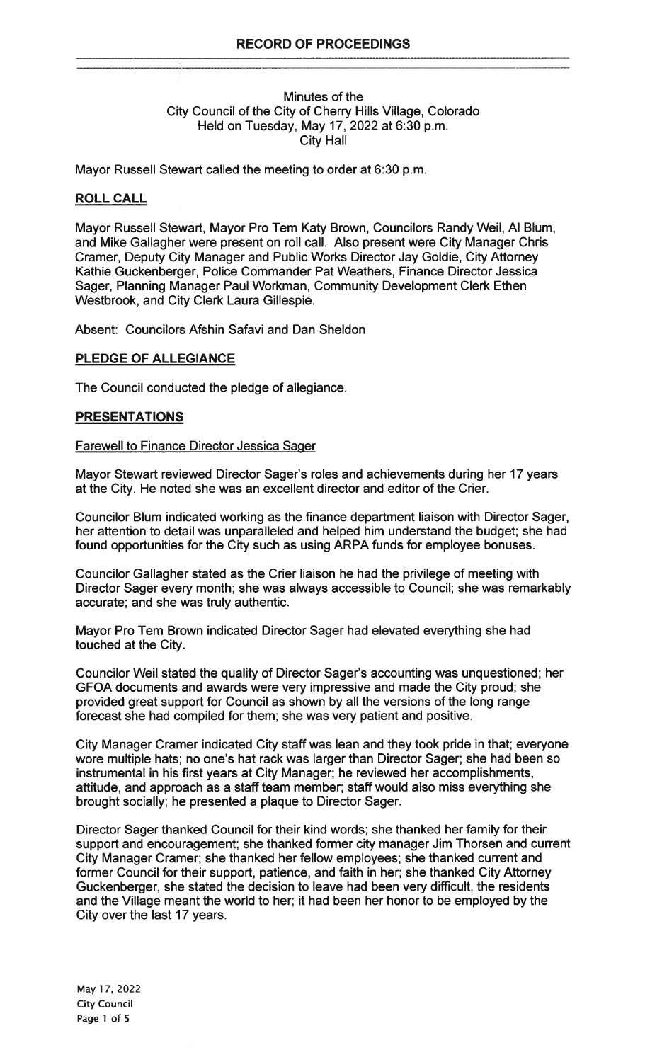# RECORD OF PROCEEDINGS

Minutes of the
City Council of the City of Cherry Hills Village, Colorado
Held on Tuesday, May 17, 2022 at 6:30 p.m.
City Hall

Mayor Russell Stewart called the meeting to order at 6:30 p.m.

## ROLL CALL

Mayor Russell Stewart, Mayor Pro Tem Katy Brown, Councilors Randy Weil, Al Blum, and Mike Gallagher were present on roll call. Also present were City Manager Chris Cramer, Deputy City Manager and Public Works Director Jay Goldie, City Attorney Kathie Guckenberger, Police Commander Pat Weathers, Finance Director Jessica Sager, Planning Manager Paul Workman, Community Development Clerk Ethen Westbrook, and City Clerk Laura Gillespie.

Absent: Councilors Afshin Safavi and Dan Sheldon

## PLEDGE OF ALLEGIANCE

The Council conducted the pledge of allegiance.

## PRESENTATIONS

### Farewell to Finance Director Jessica Sager

Mayor Stewart reviewed Director Sager's roles and achievements during her 17 years at the City. He noted she was an excellent director and editor of the Crier.

Councilor Blum indicated working as the finance department liaison with Director Sager, her attention to detail was unparalleled and helped him understand the budget; she had found opportunities for the City such as using ARPA funds for employee bonuses.

Councilor Gallagher stated as the Crier liaison he had the privilege of meeting with Director Sager every month; she was always accessible to Council; she was remarkably accurate; and she was truly authentic.

Mayor Pro Tem Brown indicated Director Sager had elevated everything she had touched at the City.

Councilor Weil stated the quality of Director Sager's accounting was unquestioned; her GFOA documents and awards were very impressive and made the City proud; she provided great support for Council as shown by all the versions of the long range forecast she had compiled for them; she was very patient and positive.

City Manager Cramer indicated City staff was lean and they took pride in that; everyone wore multiple hats; no one's hat rack was larger than Director Sager; she had been so instrumental in his first years at City Manager; he reviewed her accomplishments, attitude, and approach as a staff team member; staff would also miss everything she brought socially; he presented a plaque to Director Sager.

Director Sager thanked Council for their kind words; she thanked her family for their support and encouragement; she thanked former city manager Jim Thorsen and current City Manager Cramer; she thanked her fellow employees; she thanked current and former Council for their support, patience, and faith in her; she thanked City Attorney Guckenberger, she stated the decision to leave had been very difficult, the residents and the Village meant the world to her; it had been her honor to be employed by the City over the last 17 years.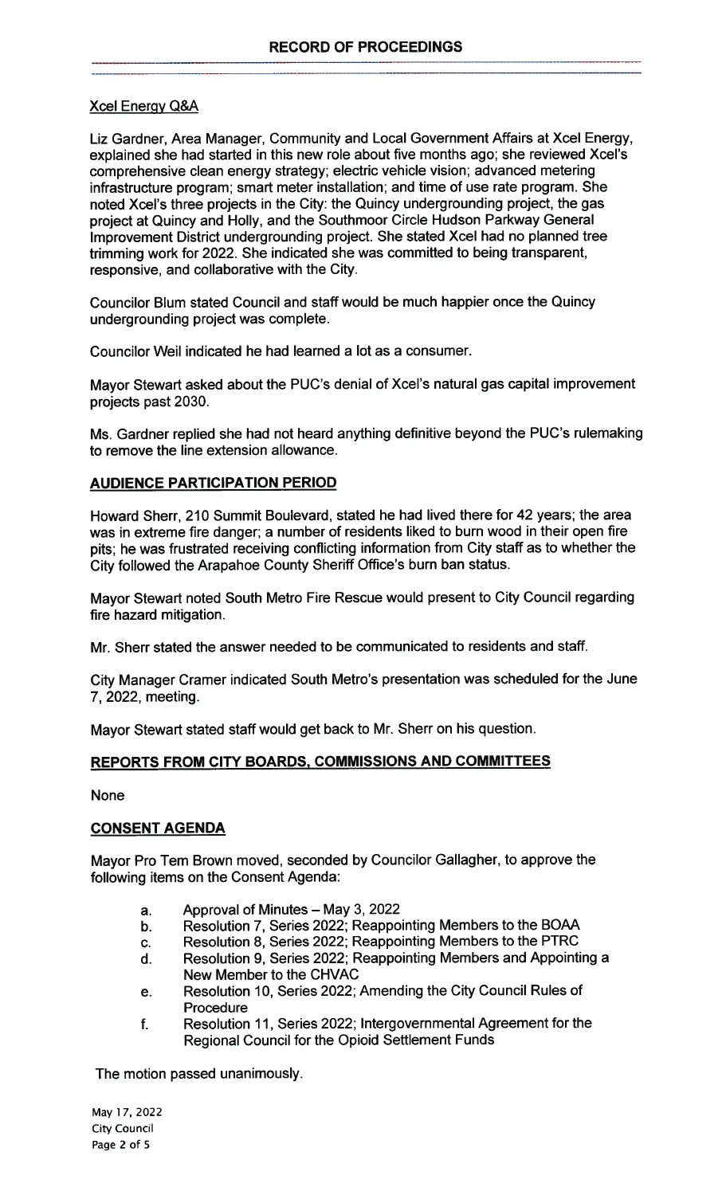## Xcel Energy Q&A

Liz Gardner, Area Manager, Community and Local Government Affairs at Xcel Energy, explained she had started in this new role about five months ago; she reviewed Xcel's comprehensive clean energy strategy; electric vehicle vision; advanced metering infrastructure program; smart meter installation; and time of use rate program. She noted Xcel's three projects in the City: the Quincy undergrounding project, the gas project at Quincy and Holly, and the Southmoor Circle Hudson Parkway General Improvement District undergrounding project. She stated Xcel had no planned tree trimming work for 2022. She indicated she was committed to being transparent, responsive, and collaborative with the City.

Councilor Blum stated Council and staff would be much happier once the Quincy undergrounding project was complete.

Councilor Weil indicated he had learned a lot as a consumer.

Mayor Stewart asked about the PUC's denial of Xcel's natural gas capital improvement projects past 2030.

Ms. Gardner replied she had not heard anything definitive beyond the PUC's rulemaking to remove the line extension allowance.

## AUDIENCE PARTICIPATION PERIOD

Howard Sherr, 210 Summit Boulevard, stated he had lived there for 42 years; the area was in extreme fire danger; a number of residents liked to burn wood in their open fire pits; he was frustrated receiving conflicting information from City staff as to whether the City followed the Arapahoe County Sheriff Office's burn ban status.

Mayor Stewart noted South Metro Fire Rescue would present to City Council regarding fire hazard mitigation.

Mr. Sherr stated the answer needed to be communicated to residents and staff.

City Manager Cramer indicated South Metro's presentation was scheduled for the June 7, 2022, meeting.

Mayor Stewart stated staff would get back to Mr. Sherr on his question.

## REPORTS FROM CITY BOARDS, COMMISSIONS AND COMMITTEES

None

## CONSENT AGENDA

Mayor Pro Tem Brown moved, seconded by Councilor Gallagher, to approve the following items on the Consent Agenda:

a. Approval of Minutes – May 3, 2022
b. Resolution 7, Series 2022; Reappointing Members to the BOAA
c. Resolution 8, Series 2022; Reappointing Members to the PTRC
d. Resolution 9, Series 2022; Reappointing Members and Appointing a New Member to the CHVAC
e. Resolution 10, Series 2022; Amending the City Council Rules of Procedure
f. Resolution 11, Series 2022; Intergovernmental Agreement for the Regional Council for the Opioid Settlement Funds

The motion passed unanimously.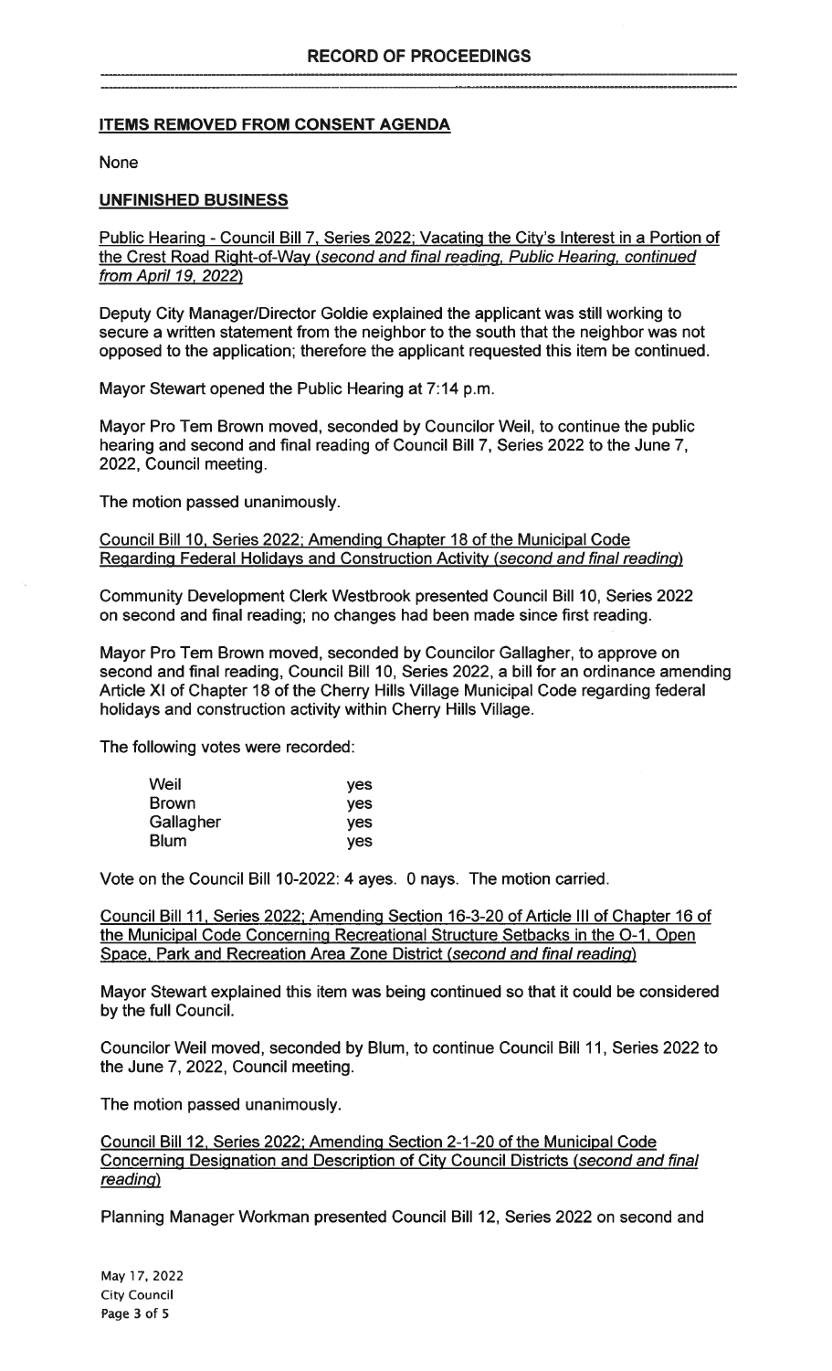## RECORD OF PROCEEDINGS

### ITEMS REMOVED FROM CONSENT AGENDA

None

### UNFINISHED BUSINESS

Public Hearing - Council Bill 7, Series 2022; Vacating the City's Interest in a Portion of the Crest Road Right-of-Way *(second and final reading, Public Hearing, continued from April 19, 2022)*

Deputy City Manager/Director Goldie explained the applicant was still working to secure a written statement from the neighbor to the south that the neighbor was not opposed to the application; therefore the applicant requested this item be continued.

Mayor Stewart opened the Public Hearing at 7:14 p.m.

Mayor Pro Tem Brown moved, seconded by Councilor Weil, to continue the public hearing and second and final reading of Council Bill 7, Series 2022 to the June 7, 2022, Council meeting.

The motion passed unanimously.

Council Bill 10, Series 2022; Amending Chapter 18 of the Municipal Code Regarding Federal Holidays and Construction Activity *(second and final reading)*

Community Development Clerk Westbrook presented Council Bill 10, Series 2022 on second and final reading; no changes had been made since first reading.

Mayor Pro Tem Brown moved, seconded by Councilor Gallagher, to approve on second and final reading, Council Bill 10, Series 2022, a bill for an ordinance amending Article XI of Chapter 18 of the Cherry Hills Village Municipal Code regarding federal holidays and construction activity within Cherry Hills Village.

The following votes were recorded:

| | |
|---|---|
| Weil | yes |
| Brown | yes |
| Gallagher | yes |
| Blum | yes |

Vote on the Council Bill 10-2022: 4 ayes. 0 nays. The motion carried.

Council Bill 11, Series 2022; Amending Section 16-3-20 of Article III of Chapter 16 of the Municipal Code Concerning Recreational Structure Setbacks in the O-1, Open Space, Park and Recreation Area Zone District *(second and final reading)*

Mayor Stewart explained this item was being continued so that it could be considered by the full Council.

Councilor Weil moved, seconded by Blum, to continue Council Bill 11, Series 2022 to the June 7, 2022, Council meeting.

The motion passed unanimously.

Council Bill 12, Series 2022; Amending Section 2-1-20 of the Municipal Code Concerning Designation and Description of City Council Districts *(second and final reading)*

Planning Manager Workman presented Council Bill 12, Series 2022 on second and

May 17, 2022
City Council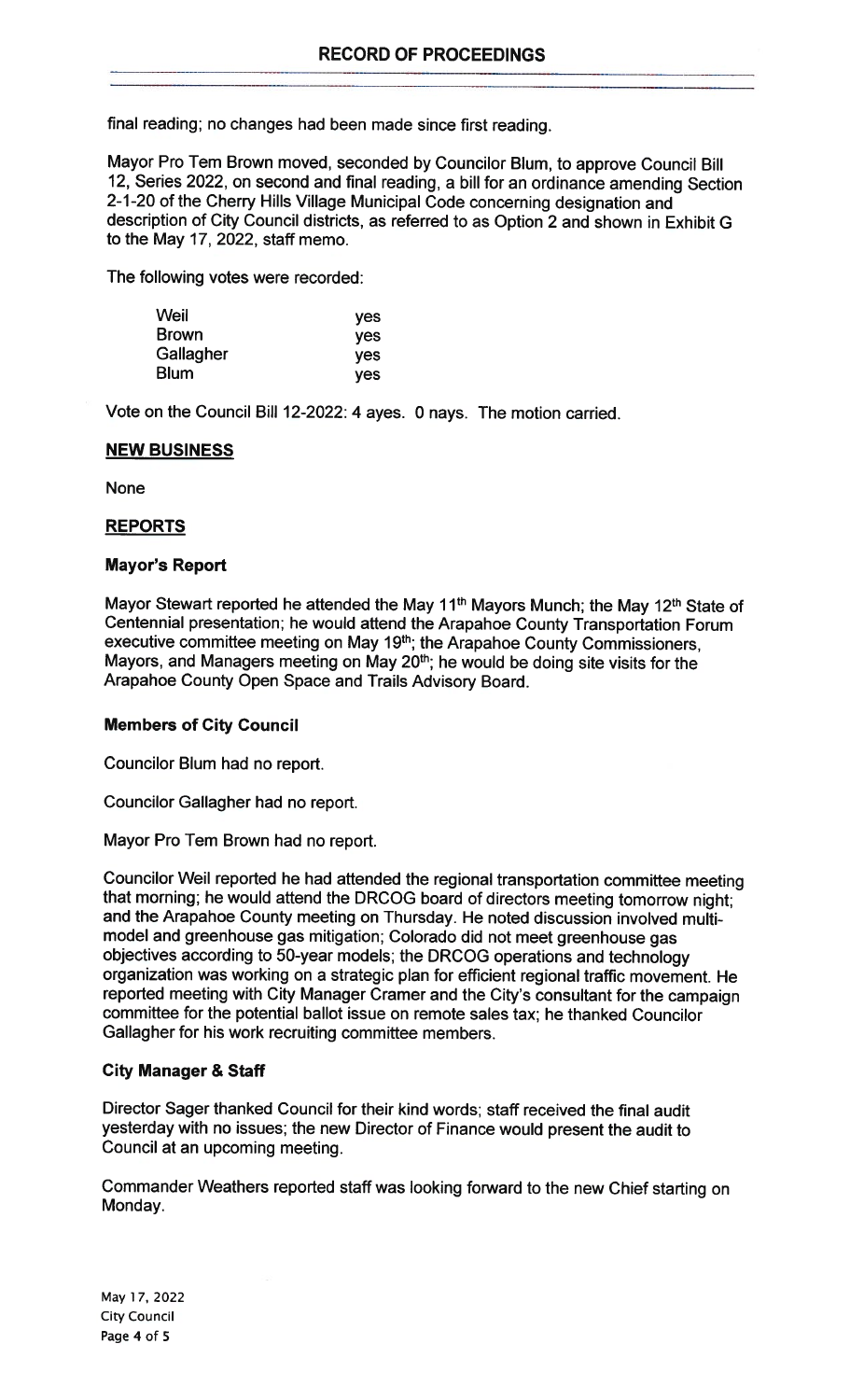final reading; no changes had been made since first reading.

Mayor Pro Tem Brown moved, seconded by Councilor Blum, to approve Council Bill 12, Series 2022, on second and final reading, a bill for an ordinance amending Section 2-1-20 of the Cherry Hills Village Municipal Code concerning designation and description of City Council districts, as referred to as Option 2 and shown in Exhibit G to the May 17, 2022, staff memo.

The following votes were recorded:

| | |
|---|---|
| Weil | yes |
| Brown | yes |
| Gallagher | yes |
| Blum | yes |

Vote on the Council Bill 12-2022: 4 ayes. 0 nays. The motion carried.

## NEW BUSINESS

None

## REPORTS

### Mayor's Report

Mayor Stewart reported he attended the May 11th Mayors Munch; the May 12th State of Centennial presentation; he would attend the Arapahoe County Transportation Forum executive committee meeting on May 19th; the Arapahoe County Commissioners, Mayors, and Managers meeting on May 20th; he would be doing site visits for the Arapahoe County Open Space and Trails Advisory Board.

### Members of City Council

Councilor Blum had no report.

Councilor Gallagher had no report.

Mayor Pro Tem Brown had no report.

Councilor Weil reported he had attended the regional transportation committee meeting that morning; he would attend the DRCOG board of directors meeting tomorrow night; and the Arapahoe County meeting on Thursday. He noted discussion involved multi-model and greenhouse gas mitigation; Colorado did not meet greenhouse gas objectives according to 50-year models; the DRCOG operations and technology organization was working on a strategic plan for efficient regional traffic movement. He reported meeting with City Manager Cramer and the City's consultant for the campaign committee for the potential ballot issue on remote sales tax; he thanked Councilor Gallagher for his work recruiting committee members.

### City Manager & Staff

Director Sager thanked Council for their kind words; staff received the final audit yesterday with no issues; the new Director of Finance would present the audit to Council at an upcoming meeting.

Commander Weathers reported staff was looking forward to the new Chief starting on Monday.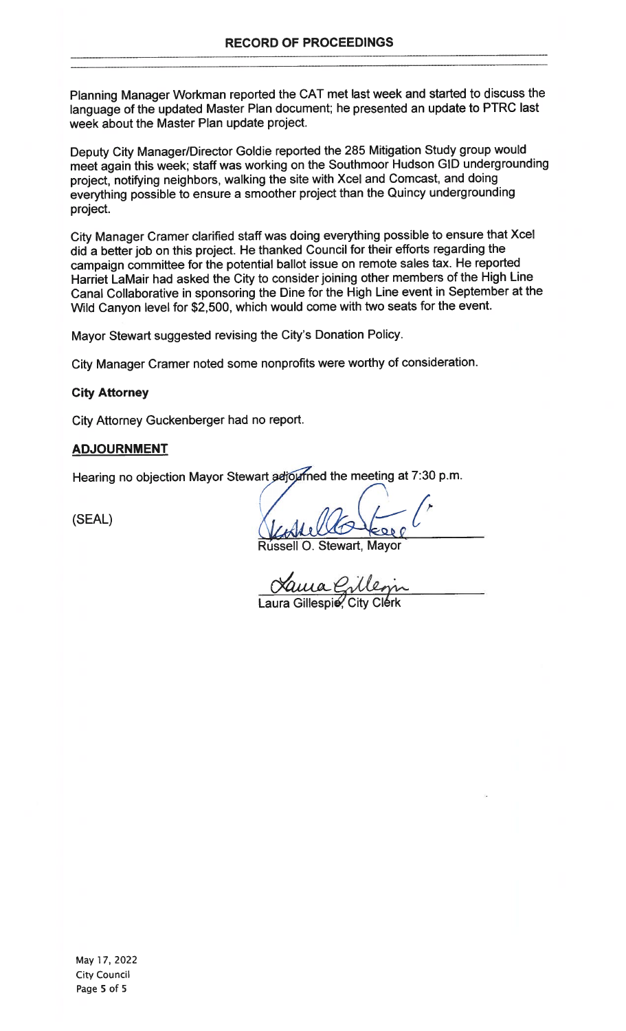Planning Manager Workman reported the CAT met last week and started to discuss the language of the updated Master Plan document; he presented an update to PTRC last week about the Master Plan update project.

Deputy City Manager/Director Goldie reported the 285 Mitigation Study group would meet again this week; staff was working on the Southmoor Hudson GID undergrounding project, notifying neighbors, walking the site with Xcel and Comcast, and doing everything possible to ensure a smoother project than the Quincy undergrounding project.

City Manager Cramer clarified staff was doing everything possible to ensure that Xcel did a better job on this project. He thanked Council for their efforts regarding the campaign committee for the potential ballot issue on remote sales tax. He reported Harriet LaMair had asked the City to consider joining other members of the High Line Canal Collaborative in sponsoring the Dine for the High Line event in September at the Wild Canyon level for $2,500, which would come with two seats for the event.

Mayor Stewart suggested revising the City's Donation Policy.

City Manager Cramer noted some nonprofits were worthy of consideration.

**City Attorney**

City Attorney Guckenberger had no report.

## ADJOURNMENT

Hearing no objection Mayor Stewart adjourned the meeting at 7:30 p.m.

(SEAL)

Russell O. Stewart, Mayor

Laura Gillespie, City Clerk

May 17, 2022
City Council